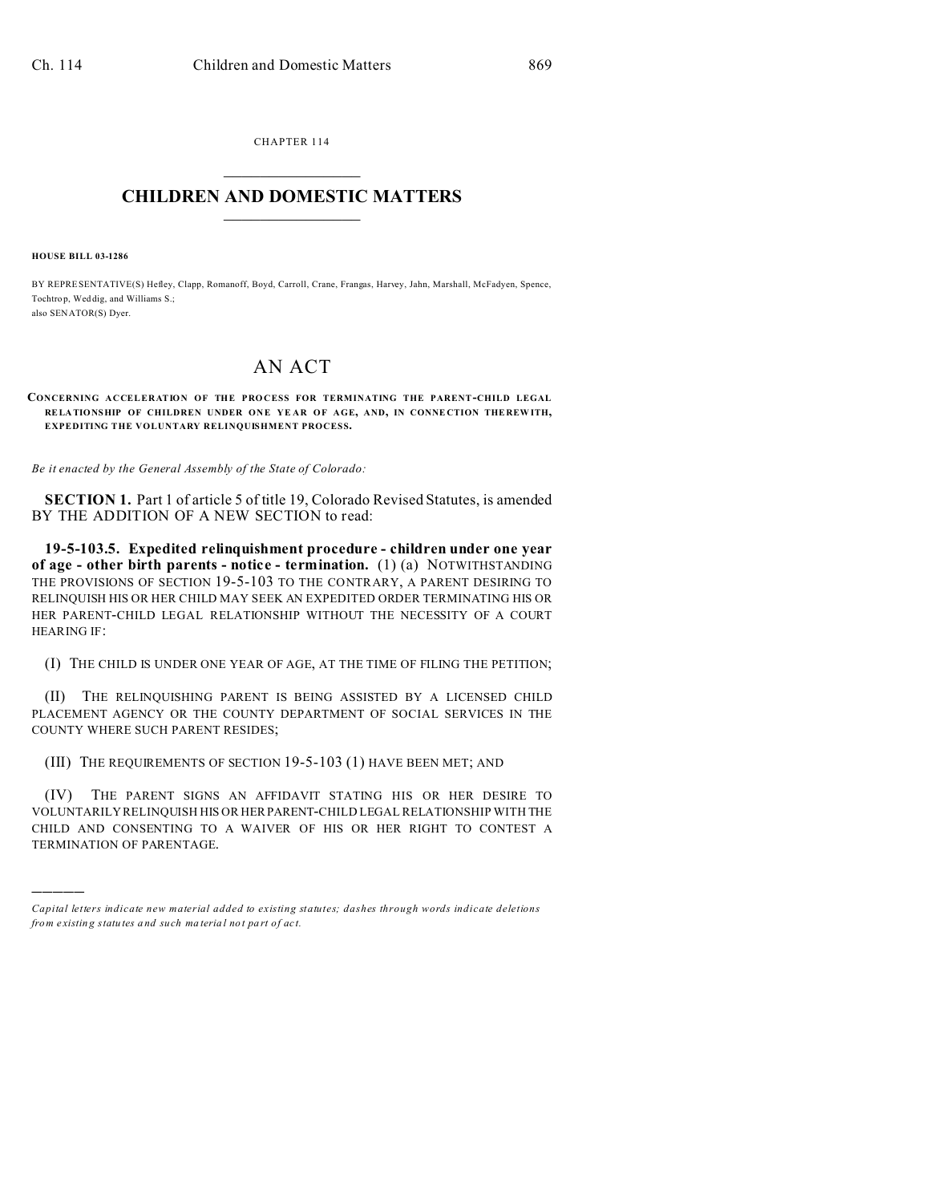CHAPTER 114

# CHILDREN AND DOMESTIC MATTERS

**HOUSE BILL 03-1286**

BY REPRESENTATIVE(S) Hefley, Clapp, Romanoff, Boyd, Carroll, Crane, Frangas, Harvey, Jahn, Marshall, McFadyen, Spence, Tochtrop, Weddig, and Williams S.;
also SENATOR(S) Dyer.

# AN ACT

**CONCERNING ACCELERATION OF THE PROCESS FOR TERMINATING THE PARENT-CHILD LEGAL RELATIONSHIP OF CHILDREN UNDER ONE YEAR OF AGE, AND, IN CONNECTION THEREWITH, EXPEDITING THE VOLUNTARY RELINQUISHMENT PROCESS.**

*Be it enacted by the General Assembly of the State of Colorado:*

**SECTION 1.** Part 1 of article 5 of title 19, Colorado Revised Statutes, is amended BY THE ADDITION OF A NEW SECTION to read:

**19-5-103.5. Expedited relinquishment procedure - children under one year of age - other birth parents - notice - termination.** (1) (a) NOTWITHSTANDING THE PROVISIONS OF SECTION 19-5-103 TO THE CONTRARY, A PARENT DESIRING TO RELINQUISH HIS OR HER CHILD MAY SEEK AN EXPEDITED ORDER TERMINATING HIS OR HER PARENT-CHILD LEGAL RELATIONSHIP WITHOUT THE NECESSITY OF A COURT HEARING IF:

(I) THE CHILD IS UNDER ONE YEAR OF AGE, AT THE TIME OF FILING THE PETITION;

(II) THE RELINQUISHING PARENT IS BEING ASSISTED BY A LICENSED CHILD PLACEMENT AGENCY OR THE COUNTY DEPARTMENT OF SOCIAL SERVICES IN THE COUNTY WHERE SUCH PARENT RESIDES;

(III) THE REQUIREMENTS OF SECTION 19-5-103 (1) HAVE BEEN MET; AND

(IV) THE PARENT SIGNS AN AFFIDAVIT STATING HIS OR HER DESIRE TO VOLUNTARILY RELINQUISH HIS OR HER PARENT-CHILD LEGAL RELATIONSHIP WITH THE CHILD AND CONSENTING TO A WAIVER OF HIS OR HER RIGHT TO CONTEST A TERMINATION OF PARENTAGE.

---

*Capital letters indicate new material added to existing statutes; dashes through words indicate deletions from existing statutes and such material not part of act.*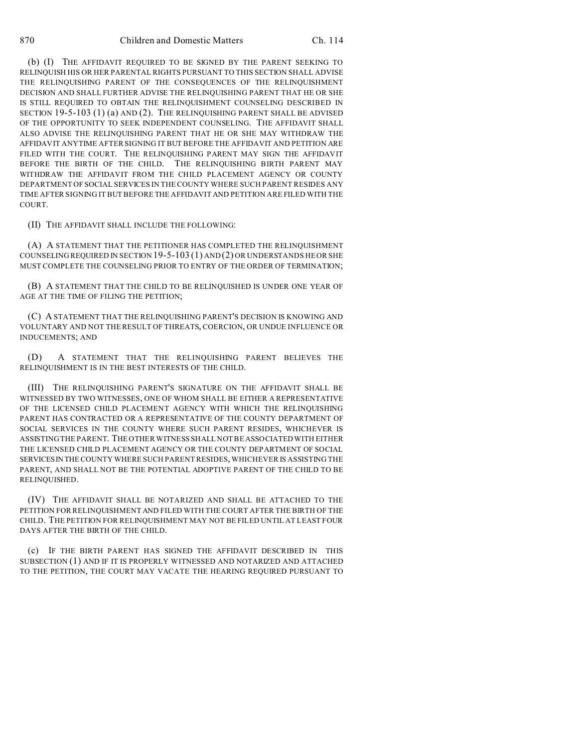(b) (I) THE AFFIDAVIT REQUIRED TO BE SIGNED BY THE PARENT SEEKING TO RELINQUISH HIS OR HER PARENTAL RIGHTS PURSUANT TO THIS SECTION SHALL ADVISE THE RELINQUISHING PARENT OF THE CONSEQUENCES OF THE RELINQUISHMENT DECISION AND SHALL FURTHER ADVISE THE RELINQUISHING PARENT THAT HE OR SHE IS STILL REQUIRED TO OBTAIN THE RELINQUISHMENT COUNSELING DESCRIBED IN SECTION 19-5-103 (1) (a) AND (2). THE RELINQUISHING PARENT SHALL BE ADVISED OF THE OPPORTUNITY TO SEEK INDEPENDENT COUNSELING. THE AFFIDAVIT SHALL ALSO ADVISE THE RELINQUISHING PARENT THAT HE OR SHE MAY WITHDRAW THE AFFIDAVIT ANYTIME AFTER SIGNING IT BUT BEFORE THE AFFIDAVIT AND PETITION ARE FILED WITH THE COURT. THE RELINQUISHING PARENT MAY SIGN THE AFFIDAVIT BEFORE THE BIRTH OF THE CHILD. THE RELINQUISHING BIRTH PARENT MAY WITHDRAW THE AFFIDAVIT FROM THE CHILD PLACEMENT AGENCY OR COUNTY DEPARTMENT OF SOCIAL SERVICES IN THE COUNTY WHERE SUCH PARENT RESIDES ANY TIME AFTER SIGNING IT BUT BEFORE THE AFFIDAVIT AND PETITION ARE FILED WITH THE COURT.

(II) THE AFFIDAVIT SHALL INCLUDE THE FOLLOWING:

(A) A STATEMENT THAT THE PETITIONER HAS COMPLETED THE RELINQUISHMENT COUNSELING REQUIRED IN SECTION 19-5-103 (1) AND (2) OR UNDERSTANDS HE OR SHE MUST COMPLETE THE COUNSELING PRIOR TO ENTRY OF THE ORDER OF TERMINATION;

(B) A STATEMENT THAT THE CHILD TO BE RELINQUISHED IS UNDER ONE YEAR OF AGE AT THE TIME OF FILING THE PETITION;

(C) A STATEMENT THAT THE RELINQUISHING PARENT'S DECISION IS KNOWING AND VOLUNTARY AND NOT THE RESULT OF THREATS, COERCION, OR UNDUE INFLUENCE OR INDUCEMENTS; AND

(D) A STATEMENT THAT THE RELINQUISHING PARENT BELIEVES THE RELINQUISHMENT IS IN THE BEST INTERESTS OF THE CHILD.

(III) THE RELINQUISHING PARENT'S SIGNATURE ON THE AFFIDAVIT SHALL BE WITNESSED BY TWO WITNESSES, ONE OF WHOM SHALL BE EITHER A REPRESENTATIVE OF THE LICENSED CHILD PLACEMENT AGENCY WITH WHICH THE RELINQUISHING PARENT HAS CONTRACTED OR A REPRESENTATIVE OF THE COUNTY DEPARTMENT OF SOCIAL SERVICES IN THE COUNTY WHERE SUCH PARENT RESIDES, WHICHEVER IS ASSISTING THE PARENT. THE OTHER WITNESS SHALL NOT BE ASSOCIATED WITH EITHER THE LICENSED CHILD PLACEMENT AGENCY OR THE COUNTY DEPARTMENT OF SOCIAL SERVICES IN THE COUNTY WHERE SUCH PARENT RESIDES, WHICHEVER IS ASSISTING THE PARENT, AND SHALL NOT BE THE POTENTIAL ADOPTIVE PARENT OF THE CHILD TO BE RELINQUISHED.

(IV) THE AFFIDAVIT SHALL BE NOTARIZED AND SHALL BE ATTACHED TO THE PETITION FOR RELINQUISHMENT AND FILED WITH THE COURT AFTER THE BIRTH OF THE CHILD. THE PETITION FOR RELINQUISHMENT MAY NOT BE FILED UNTIL AT LEAST FOUR DAYS AFTER THE BIRTH OF THE CHILD.

(c) IF THE BIRTH PARENT HAS SIGNED THE AFFIDAVIT DESCRIBED IN THIS SUBSECTION (1) AND IF IT IS PROPERLY WITNESSED AND NOTARIZED AND ATTACHED TO THE PETITION, THE COURT MAY VACATE THE HEARING REQUIRED PURSUANT TO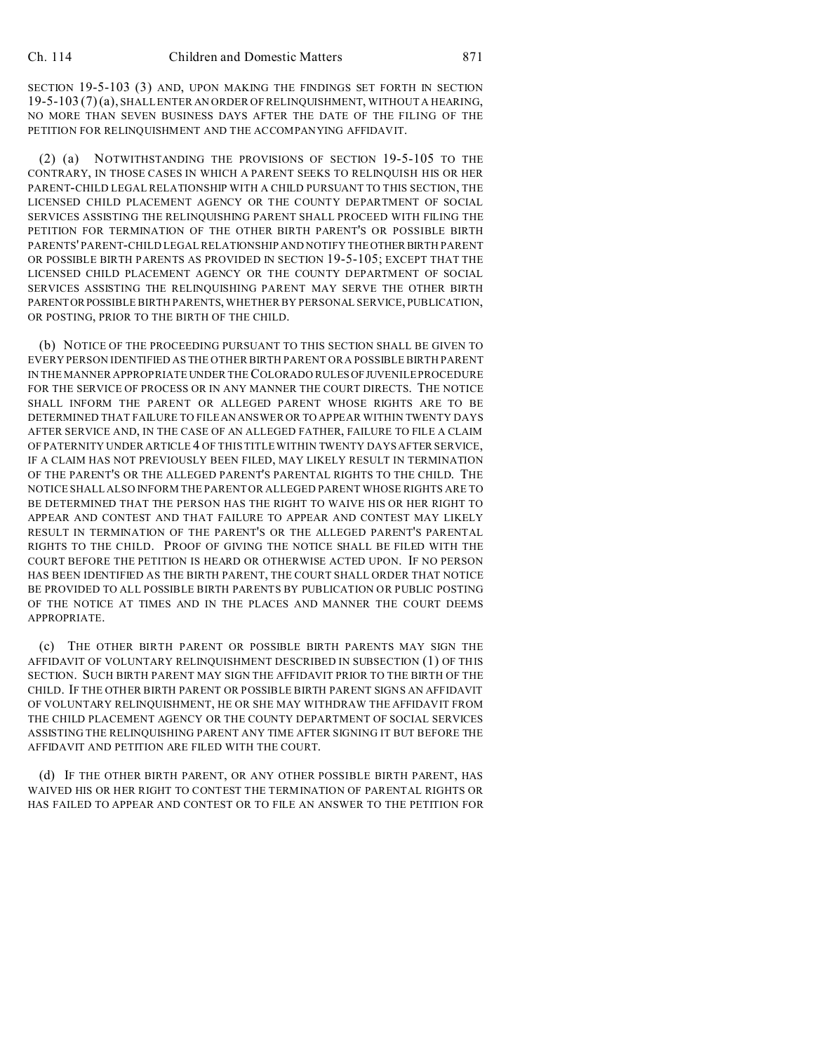SECTION 19-5-103 (3) AND, UPON MAKING THE FINDINGS SET FORTH IN SECTION 19-5-103 (7) (a), SHALL ENTER AN ORDER OF RELINQUISHMENT, WITHOUT A HEARING, NO MORE THAN SEVEN BUSINESS DAYS AFTER THE DATE OF THE FILING OF THE PETITION FOR RELINQUISHMENT AND THE ACCOMPANYING AFFIDAVIT.

(2) (a) NOTWITHSTANDING THE PROVISIONS OF SECTION 19-5-105 TO THE CONTRARY, IN THOSE CASES IN WHICH A PARENT SEEKS TO RELINQUISH HIS OR HER PARENT-CHILD LEGAL RELATIONSHIP WITH A CHILD PURSUANT TO THIS SECTION, THE LICENSED CHILD PLACEMENT AGENCY OR THE COUNTY DEPARTMENT OF SOCIAL SERVICES ASSISTING THE RELINQUISHING PARENT SHALL PROCEED WITH FILING THE PETITION FOR TERMINATION OF THE OTHER BIRTH PARENT'S OR POSSIBLE BIRTH PARENTS' PARENT-CHILD LEGAL RELATIONSHIP AND NOTIFY THE OTHER BIRTH PARENT OR POSSIBLE BIRTH PARENTS AS PROVIDED IN SECTION 19-5-105; EXCEPT THAT THE LICENSED CHILD PLACEMENT AGENCY OR THE COUNTY DEPARTMENT OF SOCIAL SERVICES ASSISTING THE RELINQUISHING PARENT MAY SERVE THE OTHER BIRTH PARENT OR POSSIBLE BIRTH PARENTS, WHETHER BY PERSONAL SERVICE, PUBLICATION, OR POSTING, PRIOR TO THE BIRTH OF THE CHILD.

(b) NOTICE OF THE PROCEEDING PURSUANT TO THIS SECTION SHALL BE GIVEN TO EVERY PERSON IDENTIFIED AS THE OTHER BIRTH PARENT OR A POSSIBLE BIRTH PARENT IN THE MANNER APPROPRIATE UNDER THE COLORADO RULES OF JUVENILE PROCEDURE FOR THE SERVICE OF PROCESS OR IN ANY MANNER THE COURT DIRECTS. THE NOTICE SHALL INFORM THE PARENT OR ALLEGED PARENT WHOSE RIGHTS ARE TO BE DETERMINED THAT FAILURE TO FILE AN ANSWER OR TO APPEAR WITHIN TWENTY DAYS AFTER SERVICE AND, IN THE CASE OF AN ALLEGED FATHER, FAILURE TO FILE A CLAIM OF PATERNITY UNDER ARTICLE 4 OF THIS TITLE WITHIN TWENTY DAYS AFTER SERVICE, IF A CLAIM HAS NOT PREVIOUSLY BEEN FILED, MAY LIKELY RESULT IN TERMINATION OF THE PARENT'S OR THE ALLEGED PARENT'S PARENTAL RIGHTS TO THE CHILD. THE NOTICE SHALL ALSO INFORM THE PARENT OR ALLEGED PARENT WHOSE RIGHTS ARE TO BE DETERMINED THAT THE PERSON HAS THE RIGHT TO WAIVE HIS OR HER RIGHT TO APPEAR AND CONTEST AND THAT FAILURE TO APPEAR AND CONTEST MAY LIKELY RESULT IN TERMINATION OF THE PARENT'S OR THE ALLEGED PARENT'S PARENTAL RIGHTS TO THE CHILD. PROOF OF GIVING THE NOTICE SHALL BE FILED WITH THE COURT BEFORE THE PETITION IS HEARD OR OTHERWISE ACTED UPON. IF NO PERSON HAS BEEN IDENTIFIED AS THE BIRTH PARENT, THE COURT SHALL ORDER THAT NOTICE BE PROVIDED TO ALL POSSIBLE BIRTH PARENTS BY PUBLICATION OR PUBLIC POSTING OF THE NOTICE AT TIMES AND IN THE PLACES AND MANNER THE COURT DEEMS APPROPRIATE.

(c) THE OTHER BIRTH PARENT OR POSSIBLE BIRTH PARENTS MAY SIGN THE AFFIDAVIT OF VOLUNTARY RELINQUISHMENT DESCRIBED IN SUBSECTION (1) OF THIS SECTION. SUCH BIRTH PARENT MAY SIGN THE AFFIDAVIT PRIOR TO THE BIRTH OF THE CHILD. IF THE OTHER BIRTH PARENT OR POSSIBLE BIRTH PARENT SIGNS AN AFFIDAVIT OF VOLUNTARY RELINQUISHMENT, HE OR SHE MAY WITHDRAW THE AFFIDAVIT FROM THE CHILD PLACEMENT AGENCY OR THE COUNTY DEPARTMENT OF SOCIAL SERVICES ASSISTING THE RELINQUISHING PARENT ANY TIME AFTER SIGNING IT BUT BEFORE THE AFFIDAVIT AND PETITION ARE FILED WITH THE COURT.

(d) IF THE OTHER BIRTH PARENT, OR ANY OTHER POSSIBLE BIRTH PARENT, HAS WAIVED HIS OR HER RIGHT TO CONTEST THE TERMINATION OF PARENTAL RIGHTS OR HAS FAILED TO APPEAR AND CONTEST OR TO FILE AN ANSWER TO THE PETITION FOR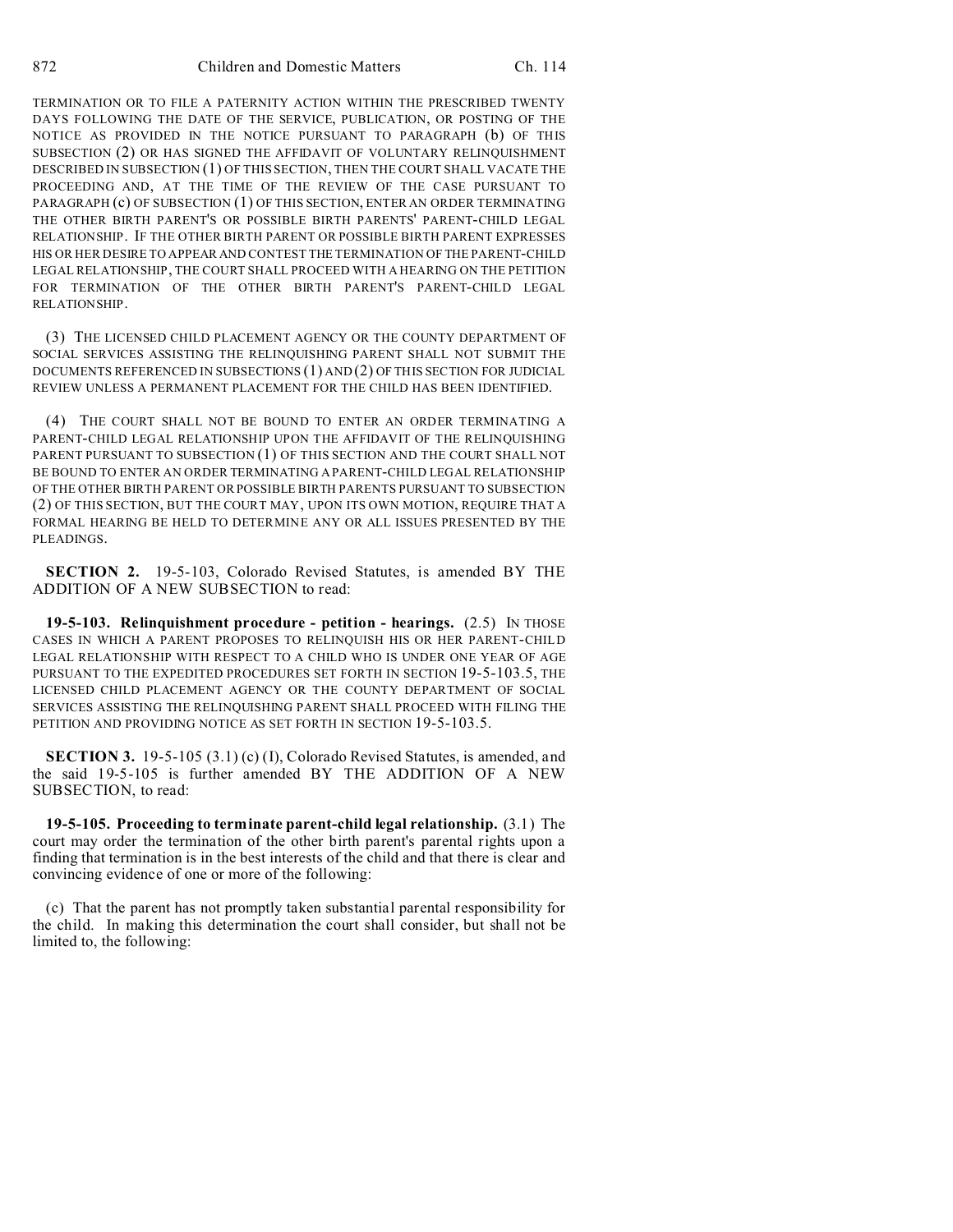TERMINATION OR TO FILE A PATERNITY ACTION WITHIN THE PRESCRIBED TWENTY DAYS FOLLOWING THE DATE OF THE SERVICE, PUBLICATION, OR POSTING OF THE NOTICE AS PROVIDED IN THE NOTICE PURSUANT TO PARAGRAPH (b) OF THIS SUBSECTION (2) OR HAS SIGNED THE AFFIDAVIT OF VOLUNTARY RELINQUISHMENT DESCRIBED IN SUBSECTION (1) OF THIS SECTION, THEN THE COURT SHALL VACATE THE PROCEEDING AND, AT THE TIME OF THE REVIEW OF THE CASE PURSUANT TO PARAGRAPH (c) OF SUBSECTION (1) OF THIS SECTION, ENTER AN ORDER TERMINATING THE OTHER BIRTH PARENT'S OR POSSIBLE BIRTH PARENTS' PARENT-CHILD LEGAL RELATIONSHIP. IF THE OTHER BIRTH PARENT OR POSSIBLE BIRTH PARENT EXPRESSES HIS OR HER DESIRE TO APPEAR AND CONTEST THE TERMINATION OF THE PARENT-CHILD LEGAL RELATIONSHIP, THE COURT SHALL PROCEED WITH A HEARING ON THE PETITION FOR TERMINATION OF THE OTHER BIRTH PARENT'S PARENT-CHILD LEGAL RELATIONSHIP.

(3) THE LICENSED CHILD PLACEMENT AGENCY OR THE COUNTY DEPARTMENT OF SOCIAL SERVICES ASSISTING THE RELINQUISHING PARENT SHALL NOT SUBMIT THE DOCUMENTS REFERENCED IN SUBSECTIONS (1) AND (2) OF THIS SECTION FOR JUDICIAL REVIEW UNLESS A PERMANENT PLACEMENT FOR THE CHILD HAS BEEN IDENTIFIED.

(4) THE COURT SHALL NOT BE BOUND TO ENTER AN ORDER TERMINATING A PARENT-CHILD LEGAL RELATIONSHIP UPON THE AFFIDAVIT OF THE RELINQUISHING PARENT PURSUANT TO SUBSECTION (1) OF THIS SECTION AND THE COURT SHALL NOT BE BOUND TO ENTER AN ORDER TERMINATING A PARENT-CHILD LEGAL RELATIONSHIP OF THE OTHER BIRTH PARENT OR POSSIBLE BIRTH PARENTS PURSUANT TO SUBSECTION (2) OF THIS SECTION, BUT THE COURT MAY, UPON ITS OWN MOTION, REQUIRE THAT A FORMAL HEARING BE HELD TO DETERMINE ANY OR ALL ISSUES PRESENTED BY THE PLEADINGS.

**SECTION 2.** 19-5-103, Colorado Revised Statutes, is amended BY THE ADDITION OF A NEW SUBSECTION to read:

**19-5-103. Relinquishment procedure - petition - hearings.** (2.5) IN THOSE CASES IN WHICH A PARENT PROPOSES TO RELINQUISH HIS OR HER PARENT-CHILD LEGAL RELATIONSHIP WITH RESPECT TO A CHILD WHO IS UNDER ONE YEAR OF AGE PURSUANT TO THE EXPEDITED PROCEDURES SET FORTH IN SECTION 19-5-103.5, THE LICENSED CHILD PLACEMENT AGENCY OR THE COUNTY DEPARTMENT OF SOCIAL SERVICES ASSISTING THE RELINQUISHING PARENT SHALL PROCEED WITH FILING THE PETITION AND PROVIDING NOTICE AS SET FORTH IN SECTION 19-5-103.5.

**SECTION 3.** 19-5-105 (3.1) (c) (I), Colorado Revised Statutes, is amended, and the said 19-5-105 is further amended BY THE ADDITION OF A NEW SUBSECTION, to read:

**19-5-105. Proceeding to terminate parent-child legal relationship.** (3.1) The court may order the termination of the other birth parent's parental rights upon a finding that termination is in the best interests of the child and that there is clear and convincing evidence of one or more of the following:

(c) That the parent has not promptly taken substantial parental responsibility for the child. In making this determination the court shall consider, but shall not be limited to, the following: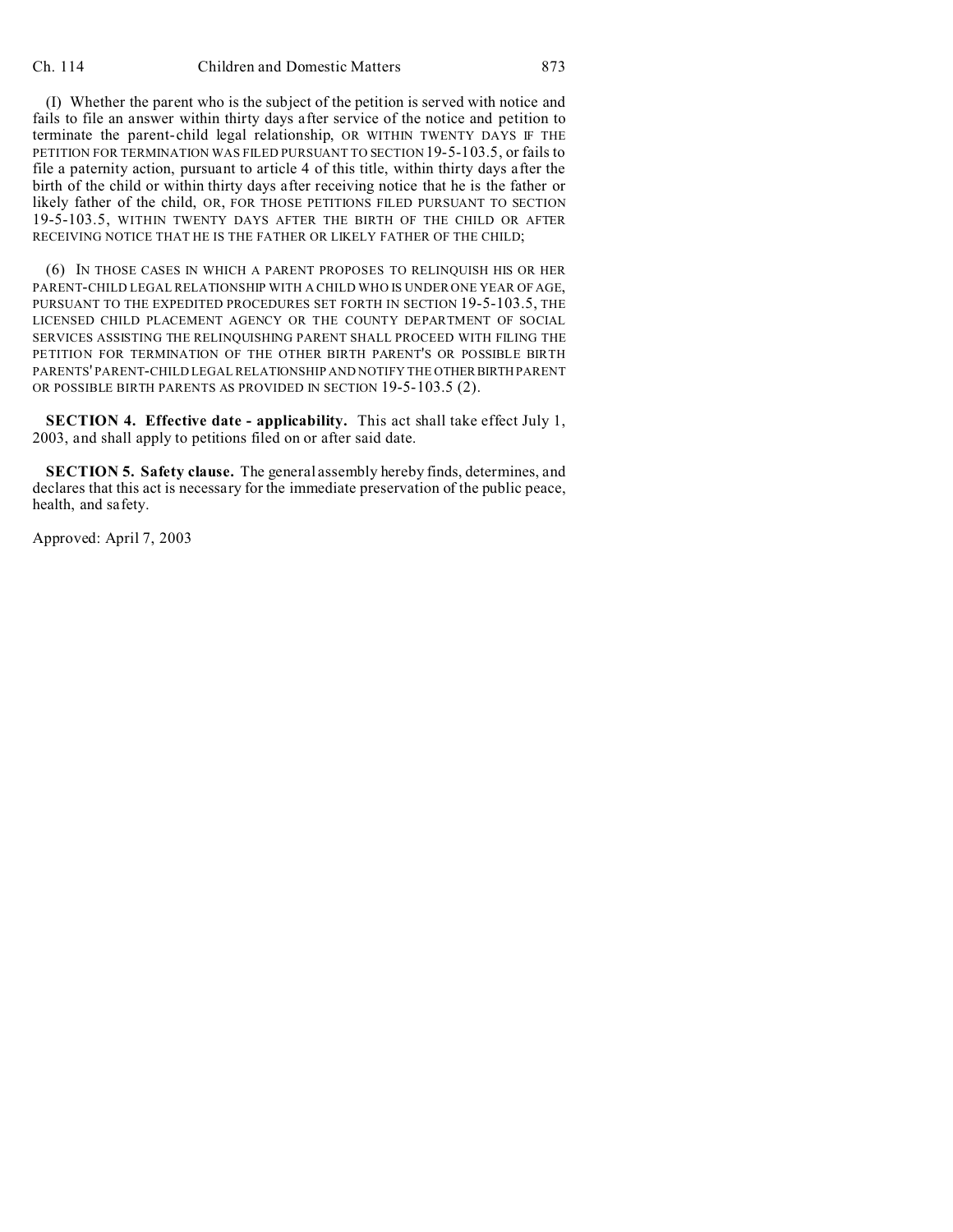(I) Whether the parent who is the subject of the petition is served with notice and fails to file an answer within thirty days after service of the notice and petition to terminate the parent-child legal relationship, OR WITHIN TWENTY DAYS IF THE PETITION FOR TERMINATION WAS FILED PURSUANT TO SECTION 19-5-103.5, or fails to file a paternity action, pursuant to article 4 of this title, within thirty days after the birth of the child or within thirty days after receiving notice that he is the father or likely father of the child, OR, FOR THOSE PETITIONS FILED PURSUANT TO SECTION 19-5-103.5, WITHIN TWENTY DAYS AFTER THE BIRTH OF THE CHILD OR AFTER RECEIVING NOTICE THAT HE IS THE FATHER OR LIKELY FATHER OF THE CHILD;

(6) IN THOSE CASES IN WHICH A PARENT PROPOSES TO RELINQUISH HIS OR HER PARENT-CHILD LEGAL RELATIONSHIP WITH A CHILD WHO IS UNDER ONE YEAR OF AGE, PURSUANT TO THE EXPEDITED PROCEDURES SET FORTH IN SECTION 19-5-103.5, THE LICENSED CHILD PLACEMENT AGENCY OR THE COUNTY DEPARTMENT OF SOCIAL SERVICES ASSISTING THE RELINQUISHING PARENT SHALL PROCEED WITH FILING THE PETITION FOR TERMINATION OF THE OTHER BIRTH PARENT'S OR POSSIBLE BIRTH PARENTS' PARENT-CHILD LEGAL RELATIONSHIP AND NOTIFY THE OTHER BIRTH PARENT OR POSSIBLE BIRTH PARENTS AS PROVIDED IN SECTION 19-5-103.5 (2).

**SECTION 4. Effective date - applicability.** This act shall take effect July 1, 2003, and shall apply to petitions filed on or after said date.

**SECTION 5. Safety clause.** The general assembly hereby finds, determines, and declares that this act is necessary for the immediate preservation of the public peace, health, and safety.

Approved: April 7, 2003